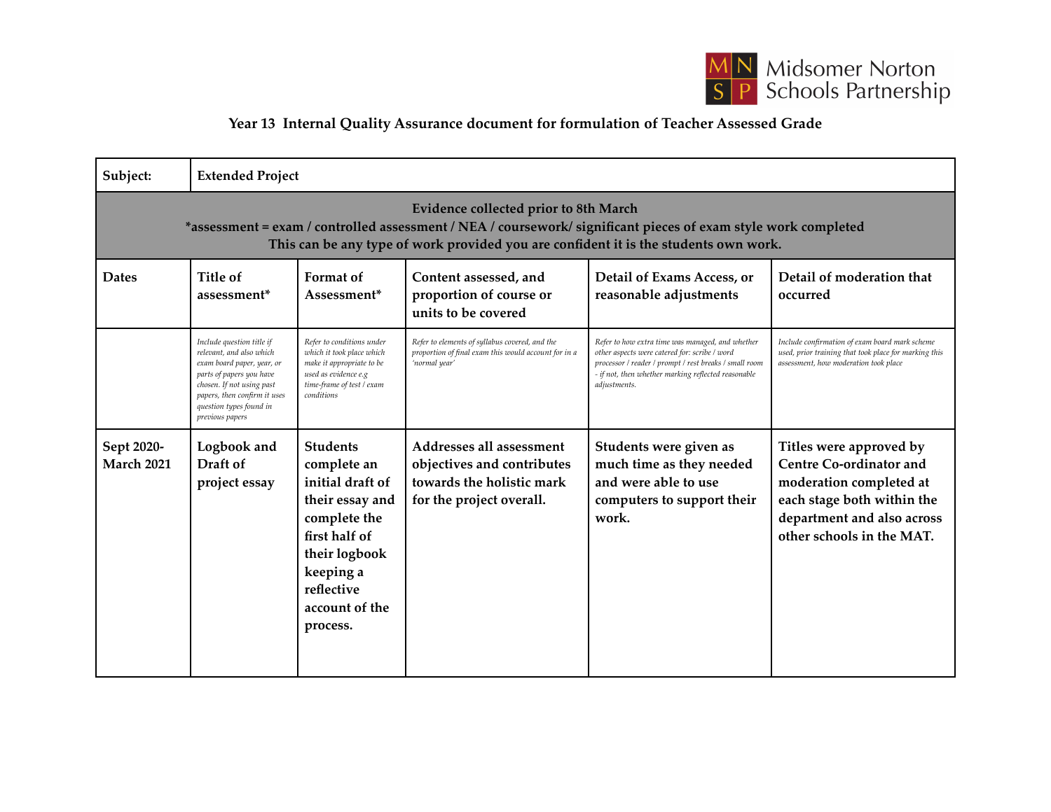Midsomer Norton Schools Partnership

# Year 13 Internal Quality Assurance document for formulation of Teacher Assessed Grade

| Subject: | Extended Project | | | | |
|---|---|---|---|---|---|
| **Evidence collected prior to 8th March**<br>*assessment = exam / controlled assessment / NEA / coursework/ significant pieces of exam style work completed<br>This can be any type of work provided you are confident it is the students own work. | | | | | |
| **Dates** | **Title of assessment*** | **Format of Assessment*** | **Content assessed, and proportion of course or units to be covered** | **Detail of Exams Access, or reasonable adjustments** | **Detail of moderation that occurred** |
| | *Include question title if relevant, and also which exam board paper, year, or parts of papers you have chosen. If not using past papers, then confirm it uses question types found in previous papers* | *Refer to conditions under which it took place which make it appropriate to be used as evidence e.g time-frame of test / exam conditions* | *Refer to elements of syllabus covered, and the proportion of final exam this would account for in a 'normal year'* | *Refer to how extra time was managed, and whether other aspects were catered for: scribe / word processor / reader / prompt / rest breaks / small room - if not, then whether marking reflected reasonable adjustments.* | *Include confirmation of exam board mark scheme used, prior training that took place for marking this assessment, how moderation took place* |
| **Sept 2020-March 2021** | **Logbook and Draft of project essay** | **Students complete an initial draft of their essay and complete the first half of their logbook keeping a reflective account of the process.** | **Addresses all assessment objectives and contributes towards the holistic mark for the project overall.** | **Students were given as much time as they needed and were able to use computers to support their work.** | **Titles were approved by Centre Co-ordinator and moderation completed at each stage both within the department and also across other schools in the MAT.** |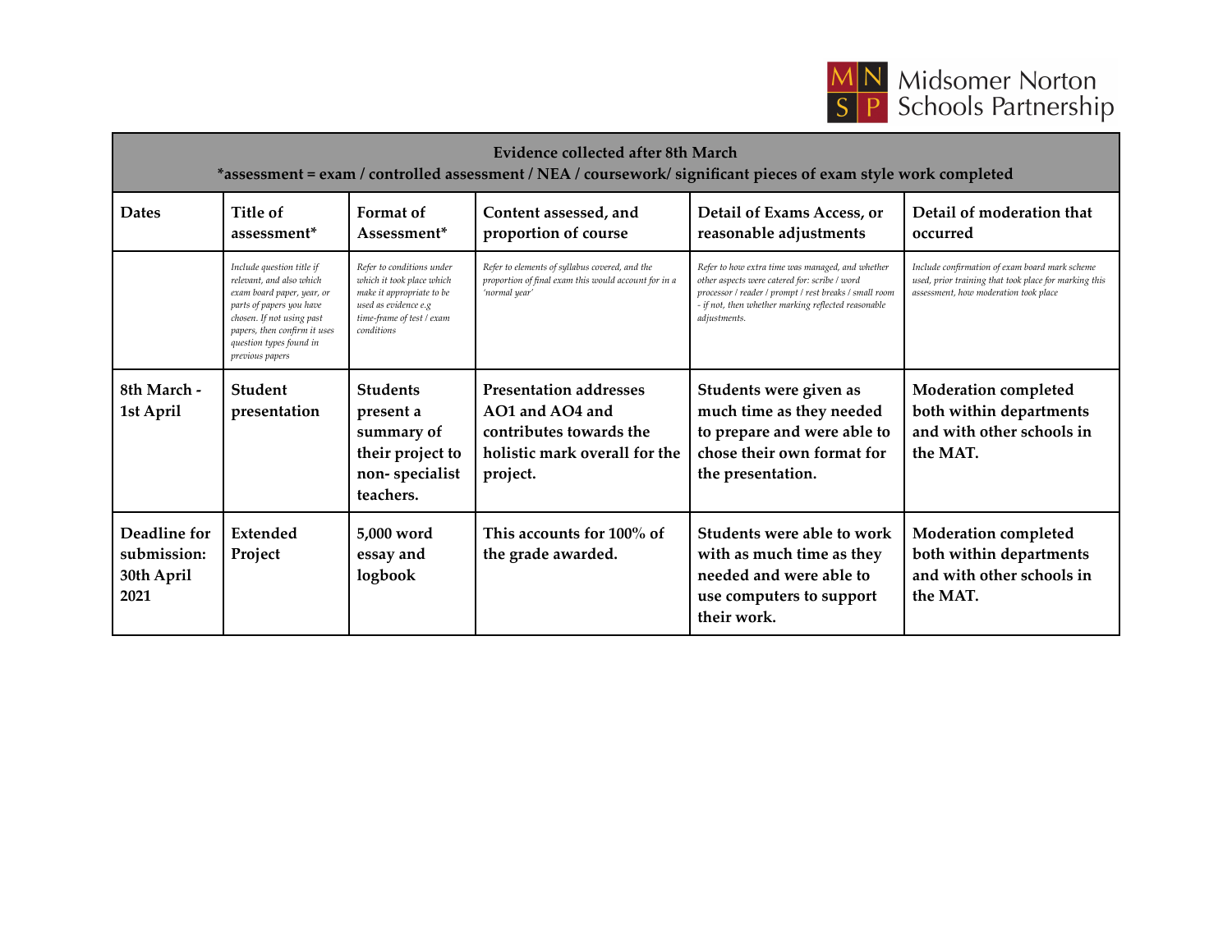| Evidence collected after 8th March<br>*assessment = exam / controlled assessment / NEA / coursework/ significant pieces of exam style work completed | | | | | |
|---|---|---|---|---|---|
| **Dates** | **Title of assessment*** | **Format of Assessment*** | **Content assessed, and proportion of course** | **Detail of Exams Access, or reasonable adjustments** | **Detail of moderation that occurred** |
| | *Include question title if relevant, and also which exam board paper, year, or parts of papers you have chosen. If not using past papers, then confirm it uses question types found in previous papers* | *Refer to conditions under which it took place which make it appropriate to be used as evidence e.g time-frame of test / exam conditions* | *Refer to elements of syllabus covered, and the proportion of final exam this would account for in a 'normal year'* | *Refer to how extra time was managed, and whether other aspects were catered for: scribe / word processor / reader / prompt / rest breaks / small room - if not, then whether marking reflected reasonable adjustments.* | *Include confirmation of exam board mark scheme used, prior training that took place for marking this assessment, how moderation took place* |
| **8th March - 1st April** | **Student presentation** | **Students present a summary of their project to non- specialist teachers.** | **Presentation addresses AO1 and AO4 and contributes towards the holistic mark overall for the project.** | **Students were given as much time as they needed to prepare and were able to chose their own format for the presentation.** | **Moderation completed both within departments and with other schools in the MAT.** |
| **Deadline for submission: 30th April 2021** | **Extended Project** | **5,000 word essay and logbook** | **This accounts for 100% of the grade awarded.** | **Students were able to work with as much time as they needed and were able to use computers to support their work.** | **Moderation completed both within departments and with other schools in the MAT.** |